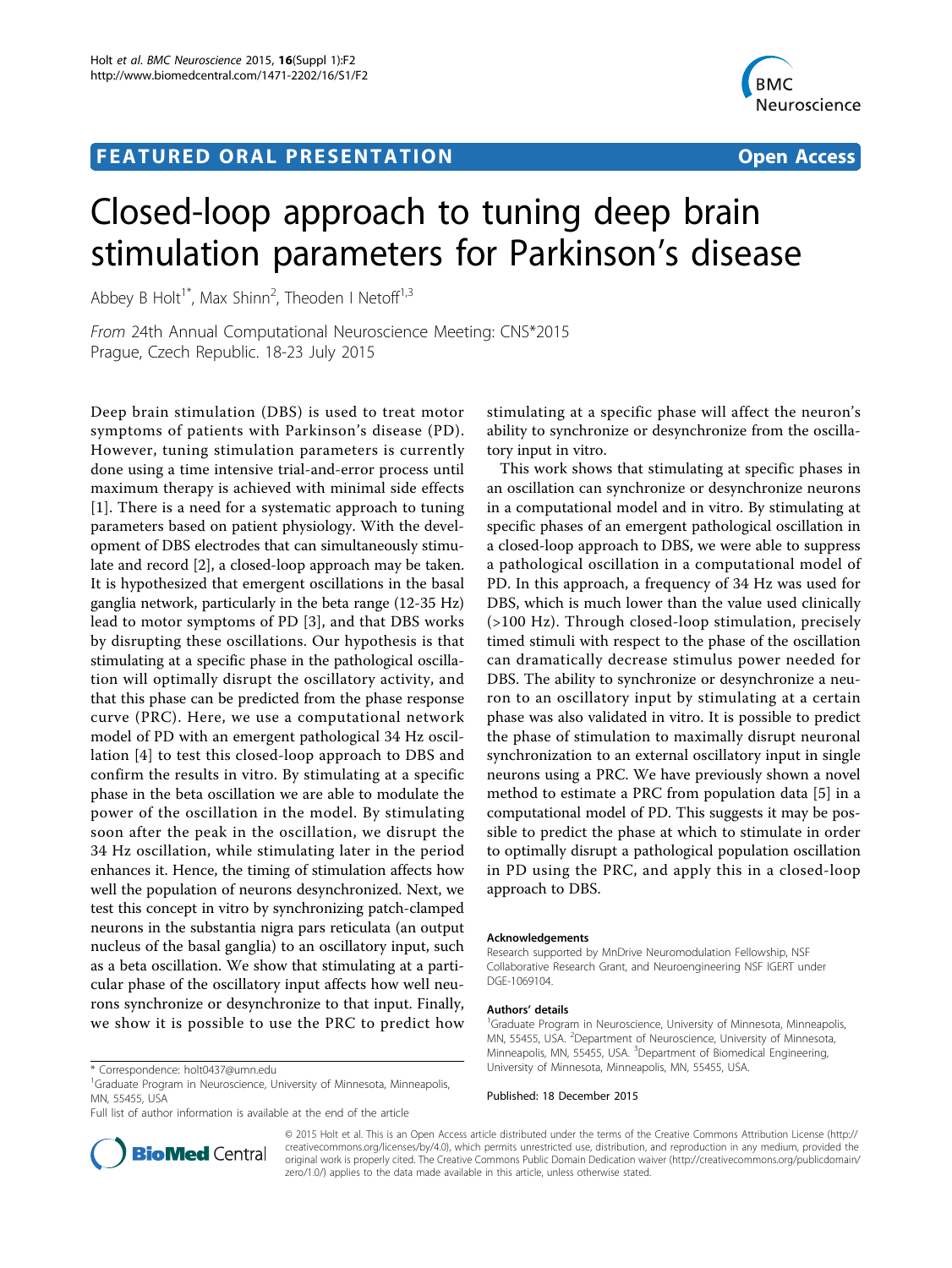FEATURED ORAL PRESENTATION

Open Access

# Closed-loop approach to tuning deep brain stimulation parameters for Parkinson's disease

Abbey B Holt[1*], Max Shinn[2], Theoden I Netoff[1,3]

*From* 24th Annual Computational Neuroscience Meeting: CNS*2015
Prague, Czech Republic. 18-23 July 2015

Deep brain stimulation (DBS) is used to treat motor symptoms of patients with Parkinson's disease (PD). However, tuning stimulation parameters is currently done using a time intensive trial-and-error process until maximum therapy is achieved with minimal side effects [1]. There is a need for a systematic approach to tuning parameters based on patient physiology. With the development of DBS electrodes that can simultaneously stimulate and record [2], a closed-loop approach may be taken. It is hypothesized that emergent oscillations in the basal ganglia network, particularly in the beta range (12-35 Hz) lead to motor symptoms of PD [3], and that DBS works by disrupting these oscillations. Our hypothesis is that stimulating at a specific phase in the pathological oscillation will optimally disrupt the oscillatory activity, and that this phase can be predicted from the phase response curve (PRC). Here, we use a computational network model of PD with an emergent pathological 34 Hz oscillation [4] to test this closed-loop approach to DBS and confirm the results in vitro. By stimulating at a specific phase in the beta oscillation we are able to modulate the power of the oscillation in the model. By stimulating soon after the peak in the oscillation, we disrupt the 34 Hz oscillation, while stimulating later in the period enhances it. Hence, the timing of stimulation affects how well the population of neurons desynchronized. Next, we test this concept in vitro by synchronizing patch-clamped neurons in the substantia nigra pars reticulata (an output nucleus of the basal ganglia) to an oscillatory input, such as a beta oscillation. We show that stimulating at a particular phase of the oscillatory input affects how well neurons synchronize or desynchronize to that input. Finally, we show it is possible to use the PRC to predict how stimulating at a specific phase will affect the neuron's ability to synchronize or desynchronize from the oscillatory input in vitro.

This work shows that stimulating at specific phases in an oscillation can synchronize or desynchronize neurons in a computational model and in vitro. By stimulating at specific phases of an emergent pathological oscillation in a closed-loop approach to DBS, we were able to suppress a pathological oscillation in a computational model of PD. In this approach, a frequency of 34 Hz was used for DBS, which is much lower than the value used clinically (>100 Hz). Through closed-loop stimulation, precisely timed stimuli with respect to the phase of the oscillation can dramatically decrease stimulus power needed for DBS. The ability to synchronize or desynchronize a neuron to an oscillatory input by stimulating at a certain phase was also validated in vitro. It is possible to predict the phase of stimulation to maximally disrupt neuronal synchronization to an external oscillatory input in single neurons using a PRC. We have previously shown a novel method to estimate a PRC from population data [5] in a computational model of PD. This suggests it may be possible to predict the phase at which to stimulate in order to optimally disrupt a pathological population oscillation in PD using the PRC, and apply this in a closed-loop approach to DBS.

#### Acknowledgements

Research supported by MnDrive Neuromodulation Fellowship, NSF Collaborative Research Grant, and Neuroengineering NSF IGERT under DGE-1069104.

#### Authors' details

[1]Graduate Program in Neuroscience, University of Minnesota, Minneapolis, MN, 55455, USA. [2]Department of Neuroscience, University of Minnesota, Minneapolis, MN, 55455, USA. [3]Department of Biomedical Engineering, University of Minnesota, Minneapolis, MN, 55455, USA.

Published: 18 December 2015

* Correspondence: holt0437@umn.edu
[1]Graduate Program in Neuroscience, University of Minnesota, Minneapolis, MN, 55455, USA
Full list of author information is available at the end of the article

© 2015 Holt et al. This is an Open Access article distributed under the terms of the Creative Commons Attribution License (http://creativecommons.org/licenses/by/4.0), which permits unrestricted use, distribution, and reproduction in any medium, provided the original work is properly cited. The Creative Commons Public Domain Dedication waiver (http://creativecommons.org/publicdomain/zero/1.0/) applies to the data made available in this article, unless otherwise stated.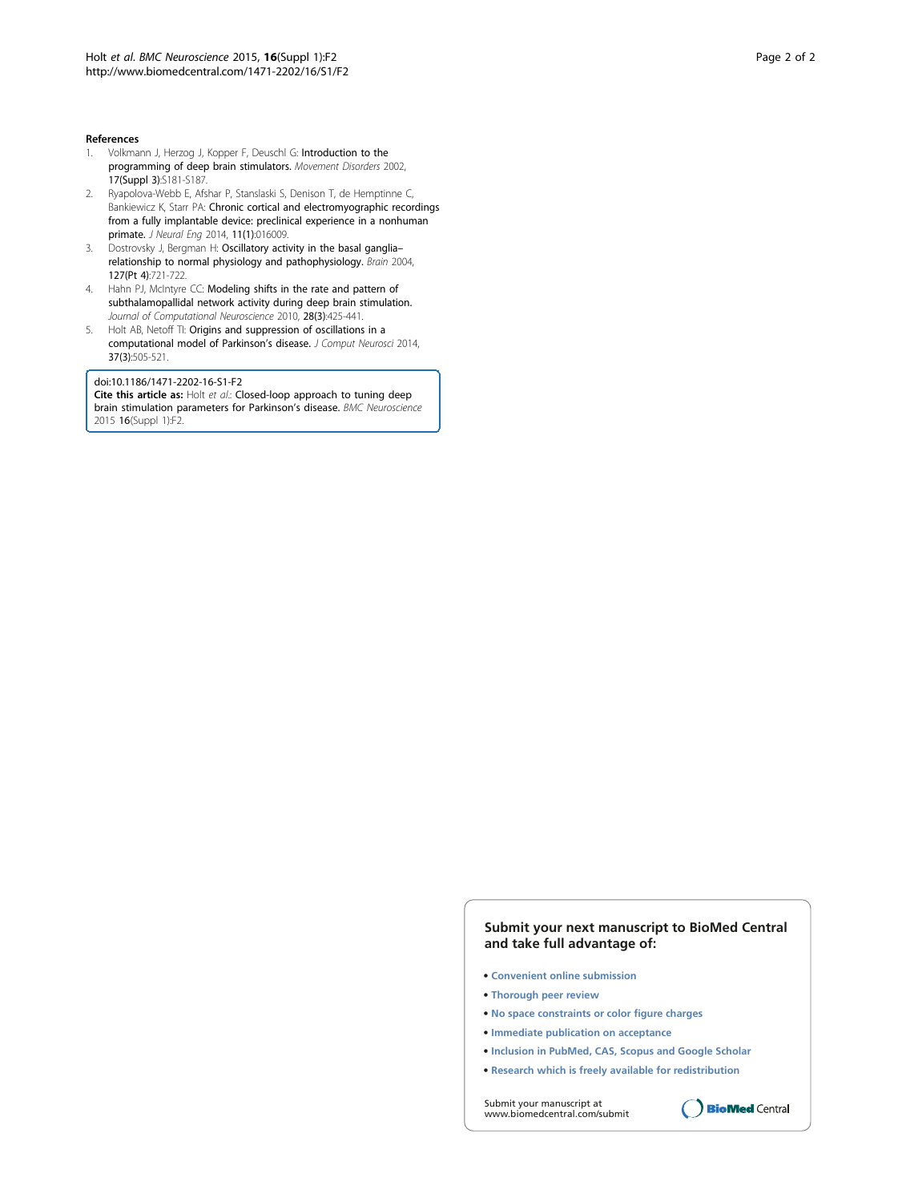## References

1. Volkmann J, Herzog J, Kopper F, Deuschl G: **Introduction to the programming of deep brain stimulators.** *Movement Disorders* 2002, **17(Suppl 3)**:S181-S187.
2. Ryapolova-Webb E, Afshar P, Stanslaski S, Denison T, de Hemptinne C, Bankiewicz K, Starr PA: **Chronic cortical and electromyographic recordings from a fully implantable device: preclinical experience in a nonhuman primate.** *J Neural Eng* 2014, **11(1)**:016009.
3. Dostrovsky J, Bergman H: **Oscillatory activity in the basal ganglia–relationship to normal physiology and pathophysiology.** *Brain* 2004, **127(Pt 4)**:721-722.
4. Hahn PJ, McIntyre CC: **Modeling shifts in the rate and pattern of subthalamopallidal network activity during deep brain stimulation.** *Journal of Computational Neuroscience* 2010, **28(3)**:425-441.
5. Holt AB, Netoff TI: **Origins and suppression of oscillations in a computational model of Parkinson's disease.** *J Comput Neurosci* 2014, **37(3)**:505-521.

doi:10.1186/1471-2202-16-S1-F2

**Cite this article as:** Holt *et al.*: Closed-loop approach to tuning deep brain stimulation parameters for Parkinson's disease. *BMC Neuroscience* 2015 **16**(Suppl 1):F2.

**Submit your next manuscript to BioMed Central and take full advantage of:**

- **Convenient online submission**
- **Thorough peer review**
- **No space constraints or color figure charges**
- **Immediate publication on acceptance**
- **Inclusion in PubMed, CAS, Scopus and Google Scholar**
- **Research which is freely available for redistribution**

Submit your manuscript at
www.biomedcentral.com/submit

BioMed Central